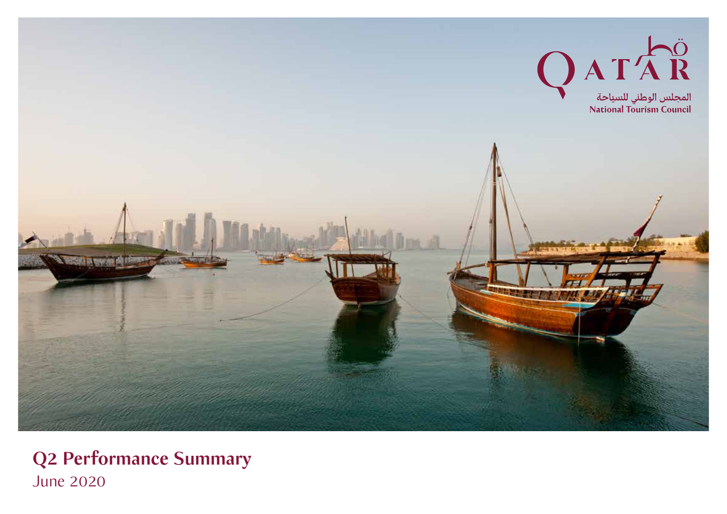QATAR

المجلس الوطني للسياحة
National Tourism Council

# Q2 Performance Summary

June 2020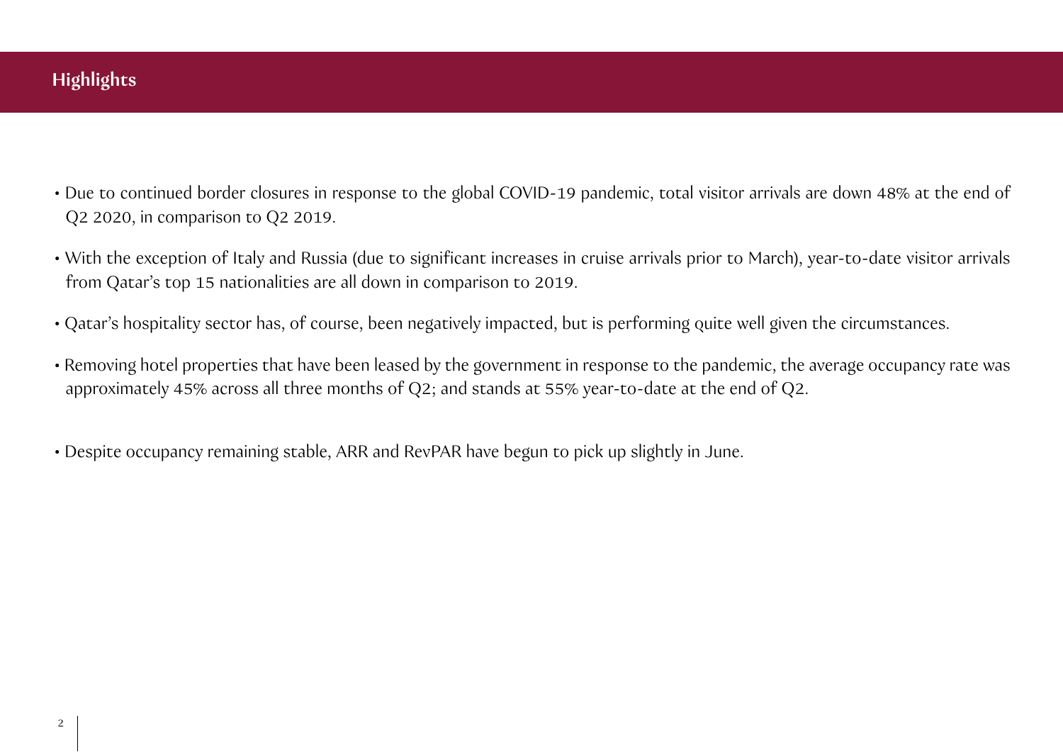## Highlights

- Due to continued border closures in response to the global COVID-19 pandemic, total visitor arrivals are down 48% at the end of Q2 2020, in comparison to Q2 2019.
- With the exception of Italy and Russia (due to significant increases in cruise arrivals prior to March), year-to-date visitor arrivals from Qatar's top 15 nationalities are all down in comparison to 2019.
- Qatar's hospitality sector has, of course, been negatively impacted, but is performing quite well given the circumstances.
- Removing hotel properties that have been leased by the government in response to the pandemic, the average occupancy rate was approximately 45% across all three months of Q2; and stands at 55% year-to-date at the end of Q2.
- Despite occupancy remaining stable, ARR and RevPAR have begun to pick up slightly in June.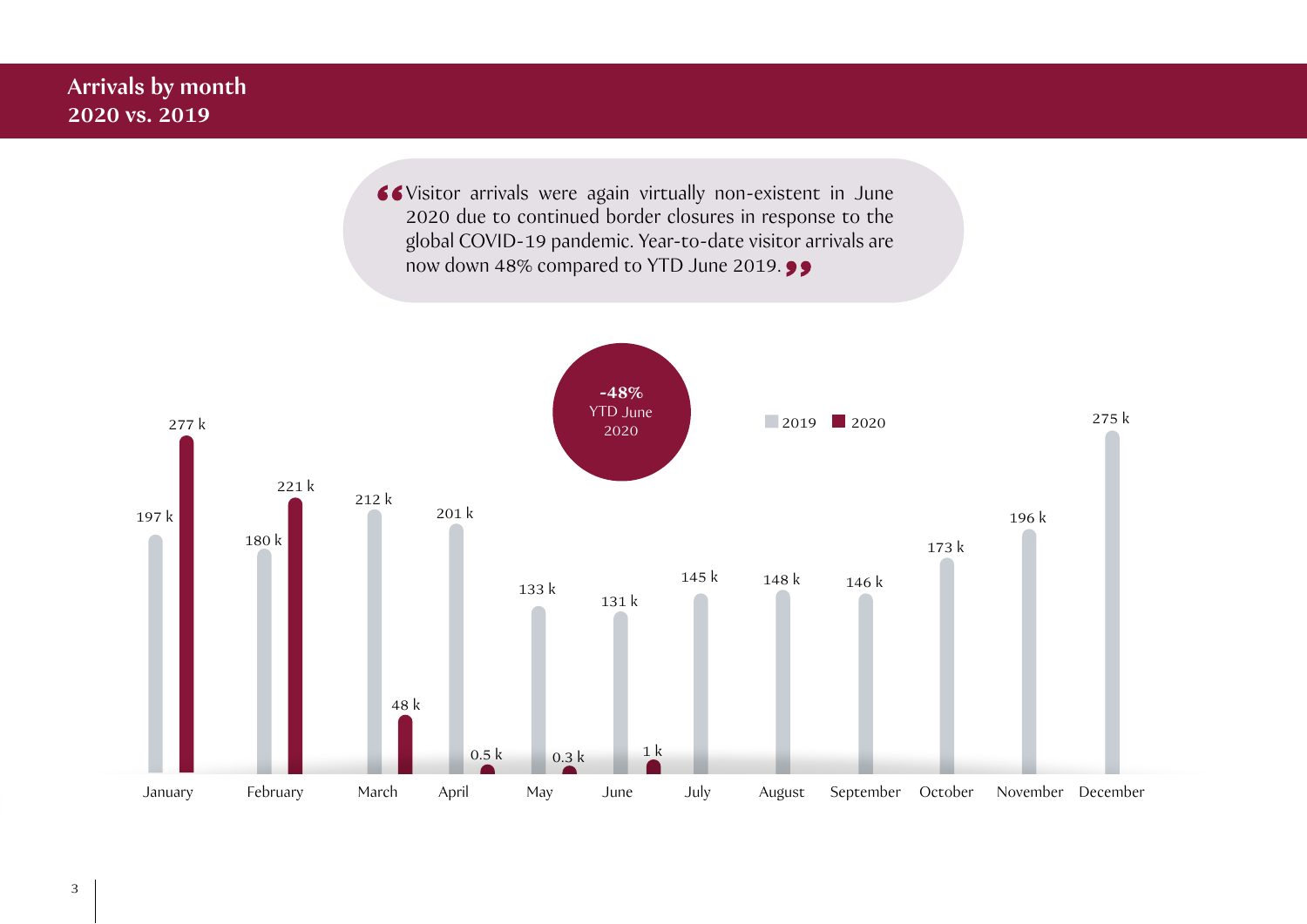## Arrivals by month
## 2020 vs. 2019

> "Visitor arrivals were again virtually non-existent in June 2020 due to continued border closures in response to the global COVID-19 pandemic. Year-to-date visitor arrivals are now down 48% compared to YTD June 2019."

**-48%** YTD June 2020

| Month | 2019 | 2020 |
|---|---|---|
| January | 197 k | 277 k |
| February | 180 k | 221 k |
| March | 212 k | 48 k |
| April | 201 k | 0.5 k |
| May | 133 k | 0.3 k |
| June | 131 k | 1 k |
| July | 145 k | |
| August | 148 k | |
| September | 146 k | |
| October | 173 k | |
| November | 196 k | |
| December | 275 k | |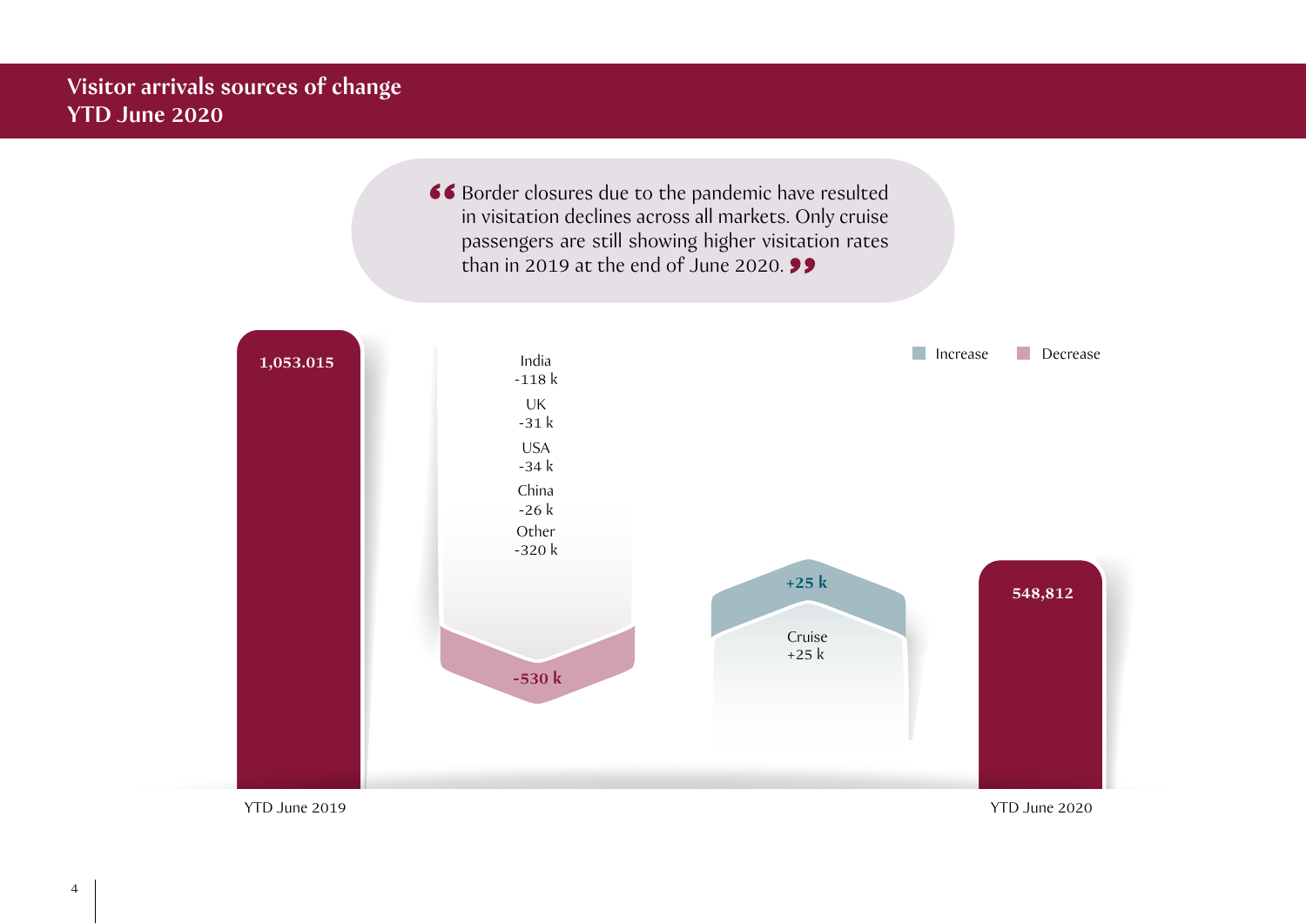# Visitor arrivals sources of change
## YTD June 2020

> Border closures due to the pandemic have resulted in visitation declines across all markets. Only cruise passengers are still showing higher visitation rates than in 2019 at the end of June 2020.

Increase | Decrease

| | Value |
|---|---|
| YTD June 2019 | 1,053.015 |
| India | -118 k |
| UK | -31 k |
| USA | -34 k |
| China | -26 k |
| Other | -320 k |
| **Decrease total** | **-530 k** |
| Cruise | +25 k |
| **Increase total** | **+25 k** |
| YTD June 2020 | 548,812 |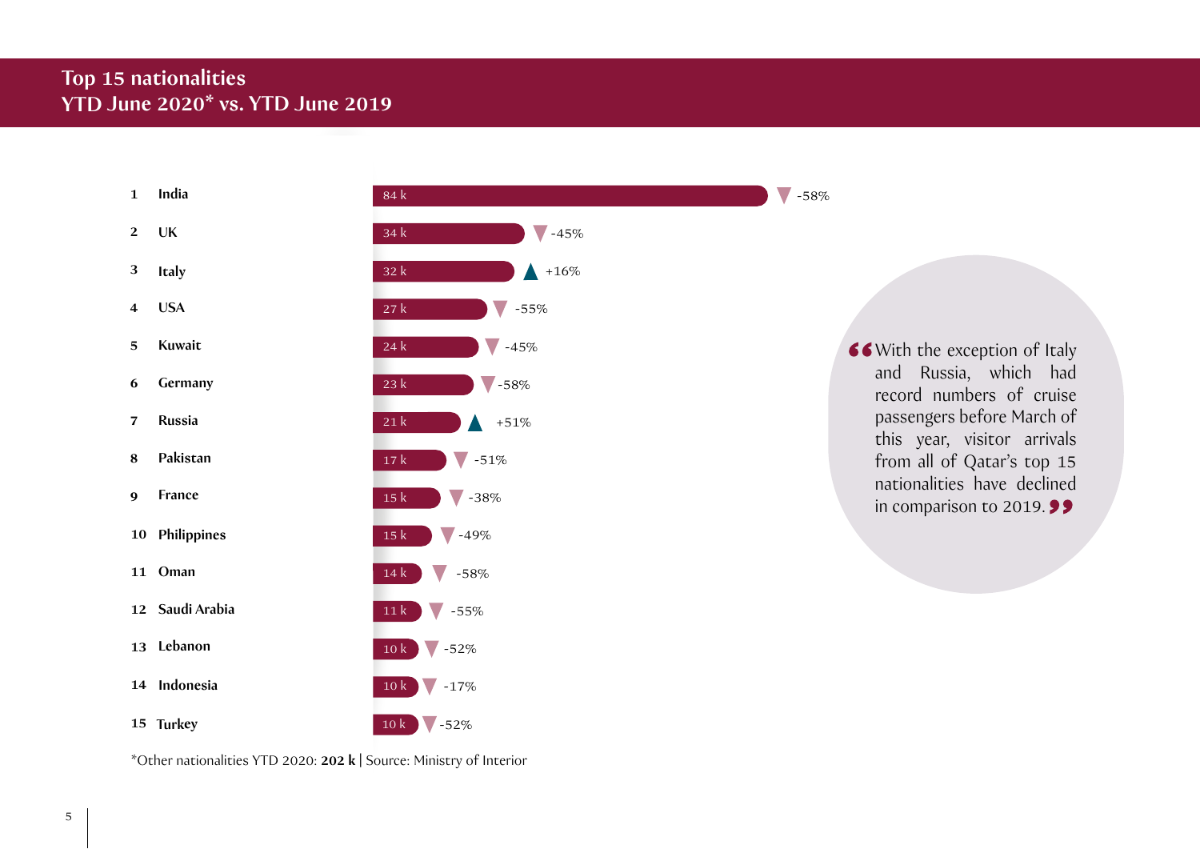# Top 15 nationalities
## YTD June 2020* vs. YTD June 2019

| Rank | Nationality | YTD June 2020 | Change vs. 2019 |
|---|---|---|---|
| 1 | India | 84 k | -58% |
| 2 | UK | 34 k | -45% |
| 3 | Italy | 32 k | +16% |
| 4 | USA | 27 k | -55% |
| 5 | Kuwait | 24 k | -45% |
| 6 | Germany | 23 k | -58% |
| 7 | Russia | 21 k | +51% |
| 8 | Pakistan | 17 k | -51% |
| 9 | France | 15 k | -38% |
| 10 | Philippines | 15 k | -49% |
| 11 | Oman | 14 k | -58% |
| 12 | Saudi Arabia | 11 k | -55% |
| 13 | Lebanon | 10 k | -52% |
| 14 | Indonesia | 10 k | -17% |
| 15 | Turkey | 10 k | -52% |

*Other nationalities YTD 2020: **202 k** | Source: Ministry of Interior

> "With the exception of Italy and Russia, which had record numbers of cruise passengers before March of this year, visitor arrivals from all of Qatar's top 15 nationalities have declined in comparison to 2019."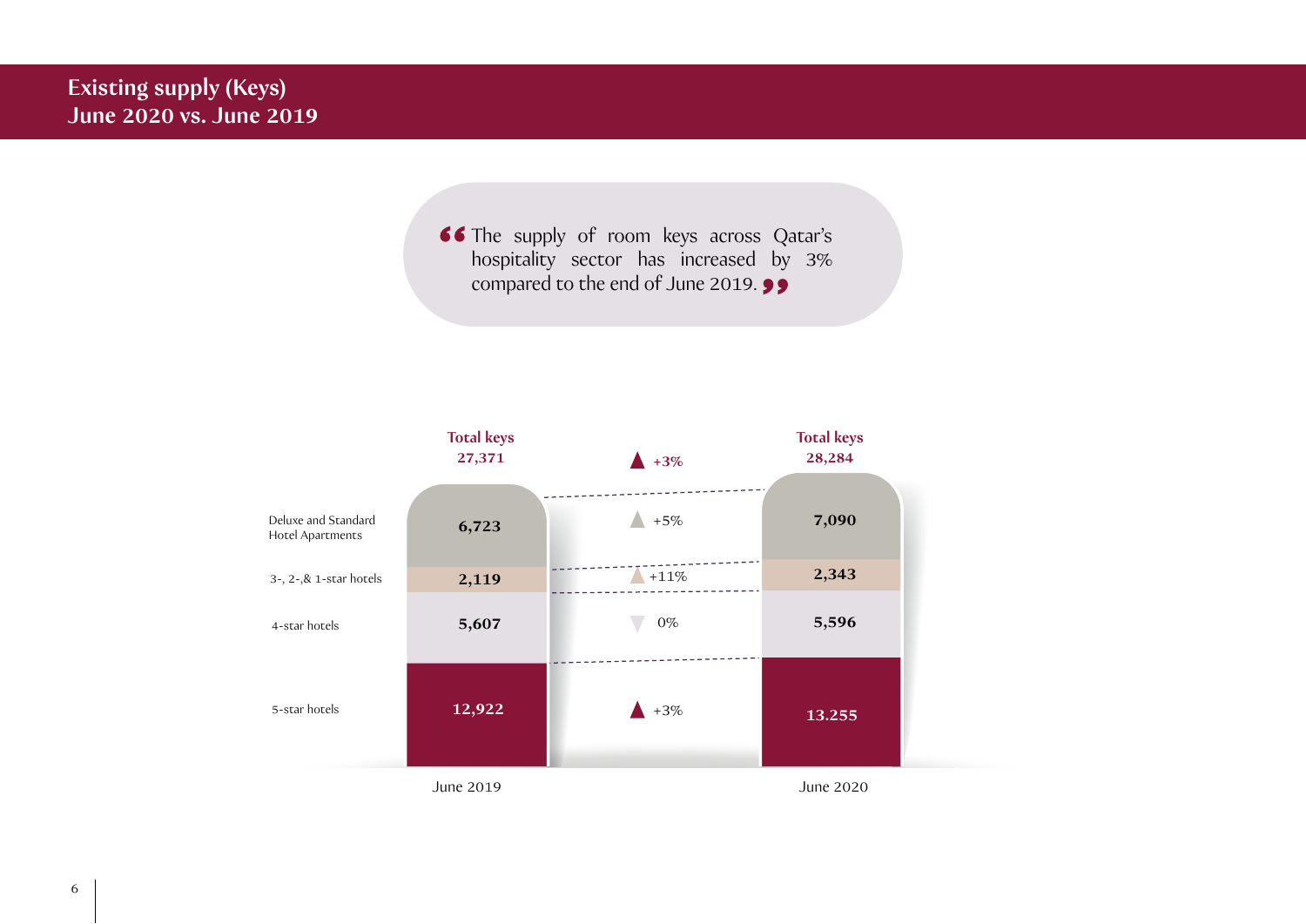## Existing supply (Keys)
## June 2020 vs. June 2019

> "The supply of room keys across Qatar's hospitality sector has increased by 3% compared to the end of June 2019."

| | June 2019 | Change | June 2020 |
|---|---|---|---|
| **Total keys** | **27,371** | ▲ +3% | **28,284** |
| Deluxe and Standard Hotel Apartments | 6,723 | ▲ +5% | 7,090 |
| 3-, 2-,& 1-star hotels | 2,119 | ▲ +11% | 2,343 |
| 4-star hotels | 5,607 | ▼ 0% | 5,596 |
| 5-star hotels | 12,922 | ▲ +3% | 13.255 |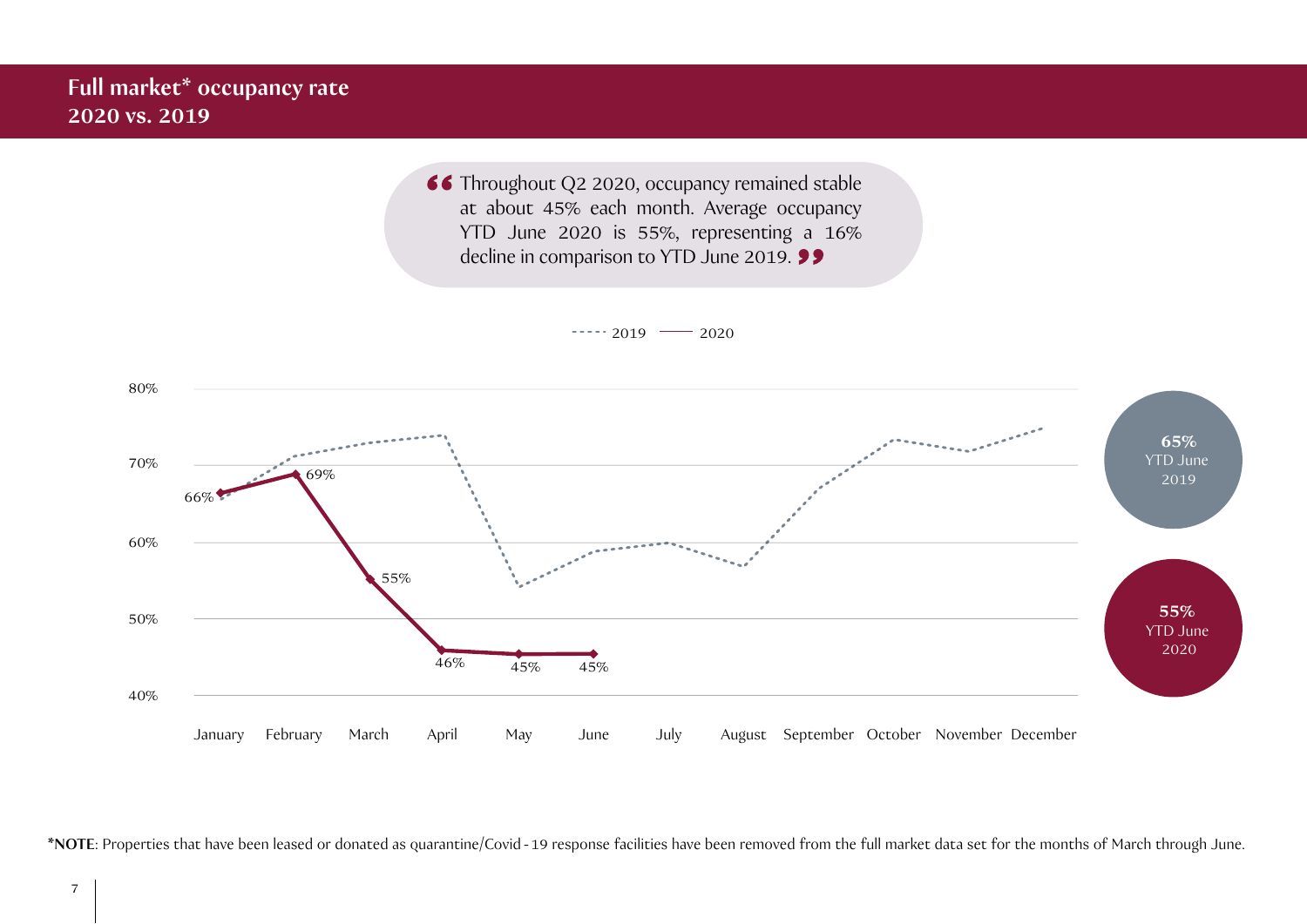## Full market* occupancy rate
## 2020 vs. 2019

> Throughout Q2 2020, occupancy remained stable at about 45% each month. Average occupancy YTD June 2020 is 55%, representing a 16% decline in comparison to YTD June 2019.

2019 | 2020

| Month | 2020 |
|---|---|
| January | 66% |
| February | 69% |
| March | 55% |
| April | 46% |
| May | 45% |
| June | 45% |

**65%** YTD June 2019

**55%** YTD June 2020

***NOTE**: Properties that have been leased or donated as quarantine/Covid-19 response facilities have been removed from the full market data set for the months of March through June.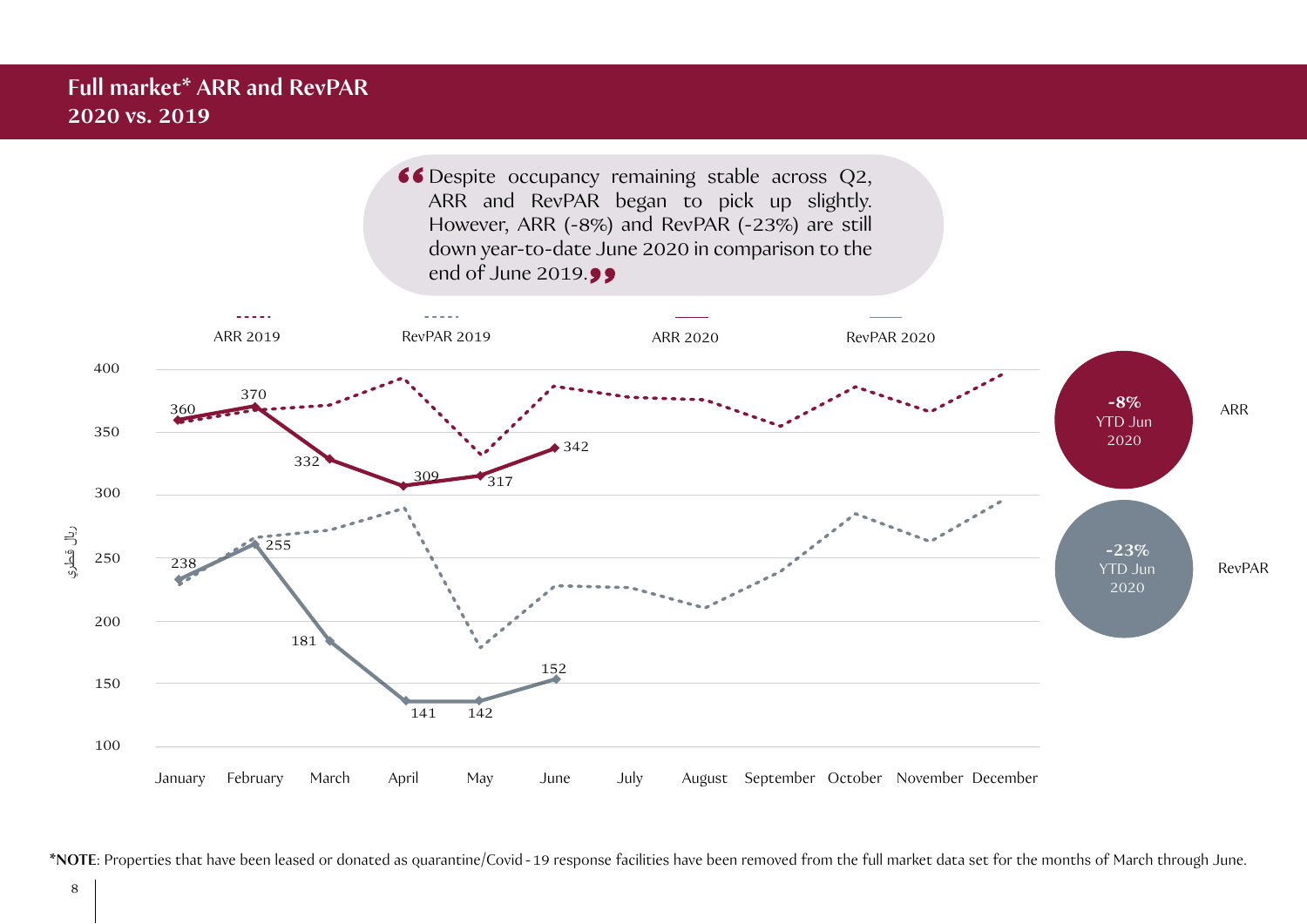## Full market* ARR and RevPAR
## 2020 vs. 2019

> Despite occupancy remaining stable across Q2, ARR and RevPAR began to pick up slightly. However, ARR (-8%) and RevPAR (-23%) are still down year-to-date June 2020 in comparison to the end of June 2019.

ARR 2019 | RevPAR 2019 | ARR 2020 | RevPAR 2020

ريال قطري

| | January | February | March | April | May | June |
|---|---|---|---|---|---|---|
| ARR 2020 | 360 | 370 | 332 | 309 | 317 | 342 |
| RevPAR 2020 | 238 | 255 | 181 | 141 | 142 | 152 |

ARR: **-8%** YTD Jun 2020

RevPAR: **-23%** YTD Jun 2020

***NOTE**: Properties that have been leased or donated as quarantine/Covid-19 response facilities have been removed from the full market data set for the months of March through June.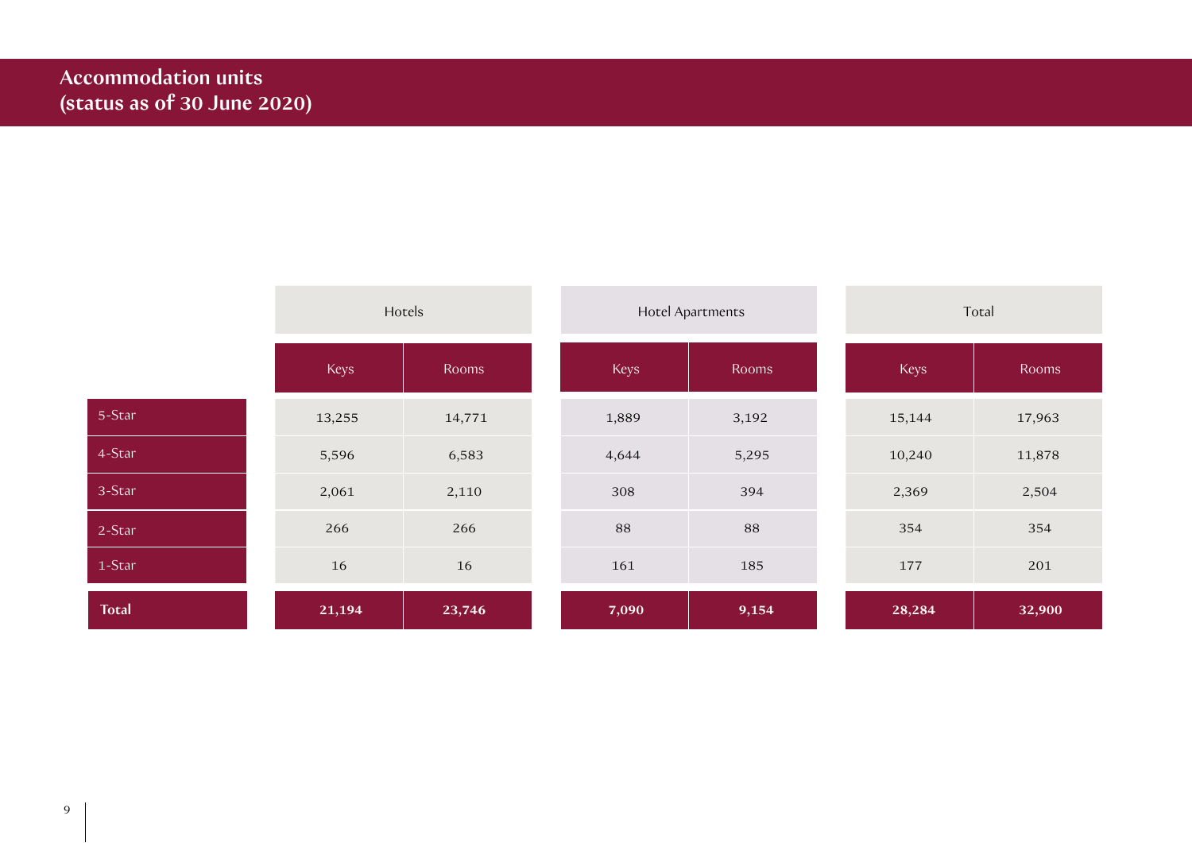## Accommodation units
## (status as of 30 June 2020)

| | Hotels | | Hotel Apartments | | Total | |
|---|---|---|---|---|---|---|
| | Keys | Rooms | Keys | Rooms | Keys | Rooms |
| 5-Star | 13,255 | 14,771 | 1,889 | 3,192 | 15,144 | 17,963 |
| 4-Star | 5,596 | 6,583 | 4,644 | 5,295 | 10,240 | 11,878 |
| 3-Star | 2,061 | 2,110 | 308 | 394 | 2,369 | 2,504 |
| 2-Star | 266 | 266 | 88 | 88 | 354 | 354 |
| 1-Star | 16 | 16 | 161 | 185 | 177 | 201 |
| **Total** | **21,194** | **23,746** | **7,090** | **9,154** | **28,284** | **32,900** |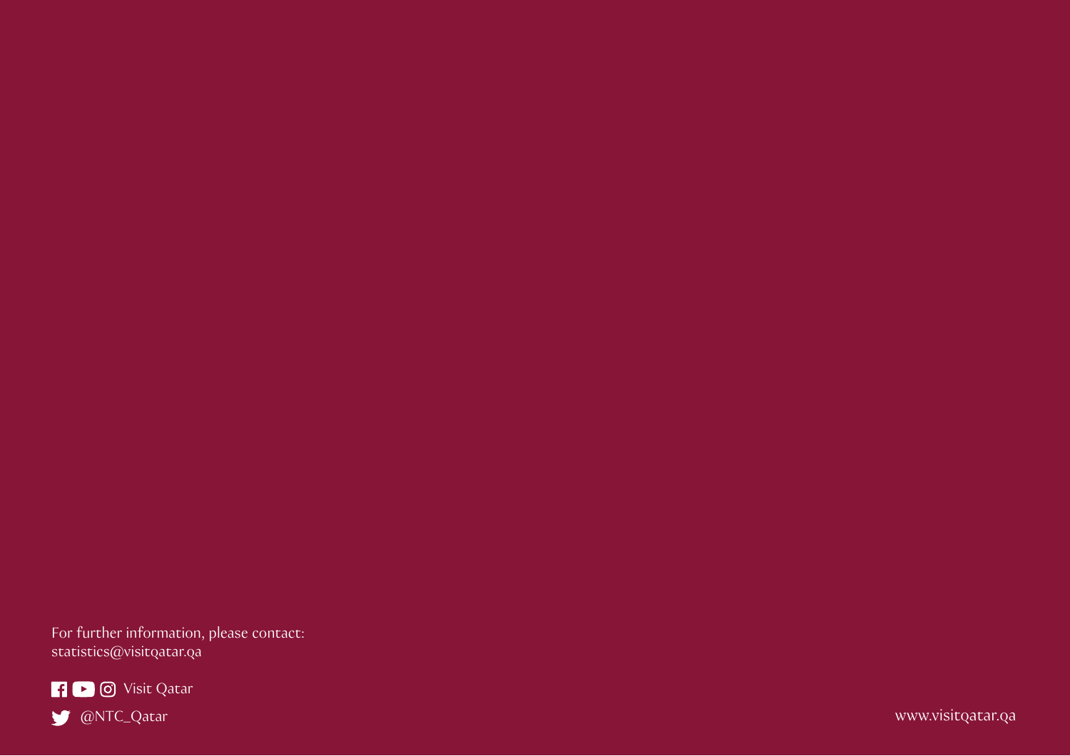For further information, please contact:
statistics@visitqatar.qa

Visit Qatar

@NTC_Qatar

www.visitqatar.qa